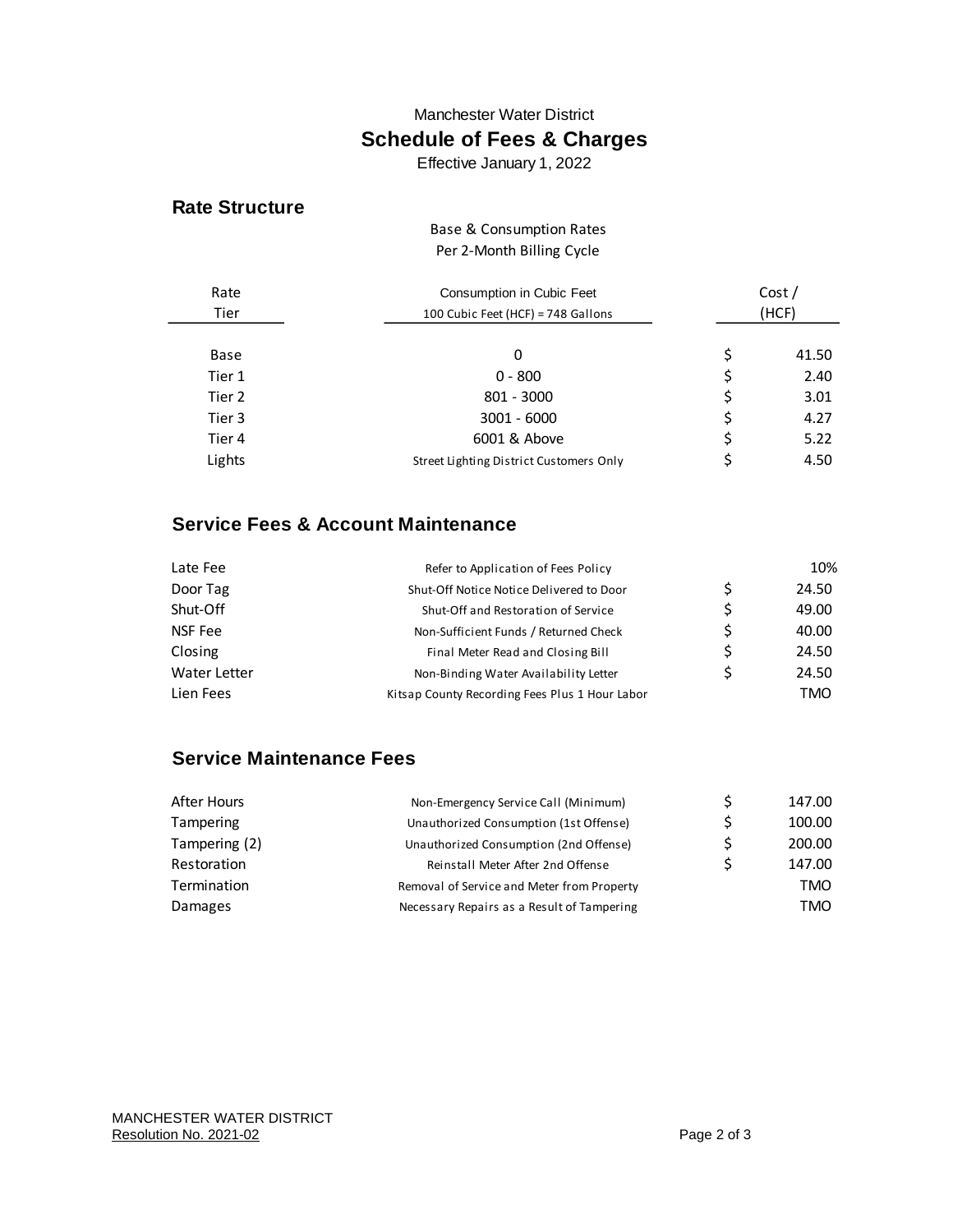Manchester Water District

# Schedule of Fees & Charges

Effective January 1, 2022

## Rate Structure

Base & Consumption Rates
Per 2-Month Billing Cycle

| Rate Tier | Consumption in Cubic Feet<br>100 Cubic Feet (HCF) = 748 Gallons | Cost / (HCF) |
|---|---|---|
| Base | 0 | $ 41.50 |
| Tier 1 | 0 - 800 | $ 2.40 |
| Tier 2 | 801 - 3000 | $ 3.01 |
| Tier 3 | 3001 - 6000 | $ 4.27 |
| Tier 4 | 6001 & Above | $ 5.22 |
| Lights | Street Lighting District Customers Only | $ 4.50 |

## Service Fees & Account Maintenance

| | | |
|---|---|---|
| Late Fee | Refer to Application of Fees Policy | 10% |
| Door Tag | Shut-Off Notice Notice Delivered to Door | $ 24.50 |
| Shut-Off | Shut-Off and Restoration of Service | $ 49.00 |
| NSF Fee | Non-Sufficient Funds / Returned Check | $ 40.00 |
| Closing | Final Meter Read and Closing Bill | $ 24.50 |
| Water Letter | Non-Binding Water Availability Letter | $ 24.50 |
| Lien Fees | Kitsap County Recording Fees Plus 1 Hour Labor | TMO |

## Service Maintenance Fees

| | | |
|---|---|---|
| After Hours | Non-Emergency Service Call (Minimum) | $ 147.00 |
| Tampering | Unauthorized Consumption (1st Offense) | $ 100.00 |
| Tampering (2) | Unauthorized Consumption (2nd Offense) | $ 200.00 |
| Restoration | Reinstall Meter After 2nd Offense | $ 147.00 |
| Termination | Removal of Service and Meter from Property | TMO |
| Damages | Necessary Repairs as a Result of Tampering | TMO |

MANCHESTER WATER DISTRICT
Resolution No. 2021-02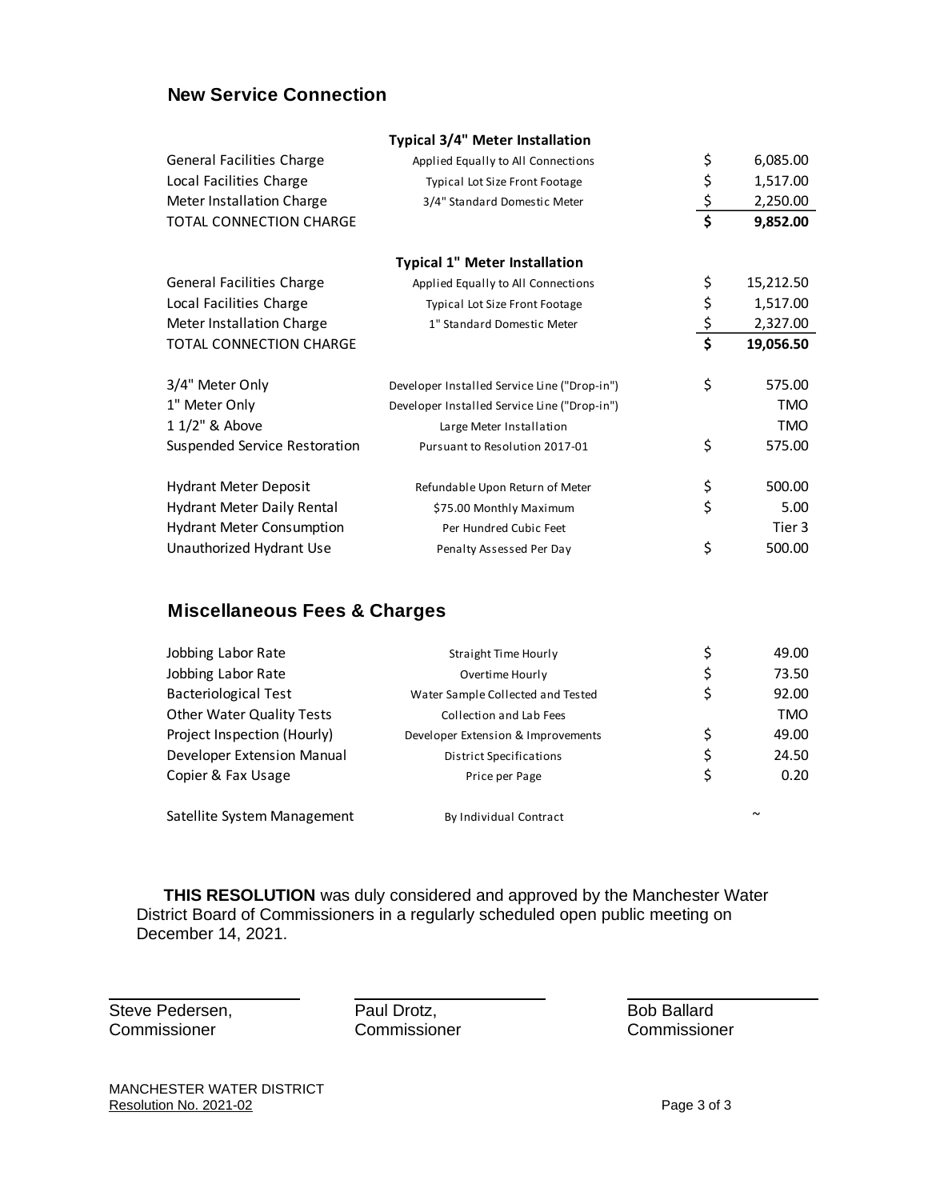## New Service Connection

| | | | |
|---|---|---|---|
| | **Typical 3/4" Meter Installation** | | |
| General Facilities Charge | Applied Equally to All Connections | $ | 6,085.00 |
| Local Facilities Charge | Typical Lot Size Front Footage | $ | 1,517.00 |
| Meter Installation Charge | 3/4" Standard Domestic Meter | $ | 2,250.00 |
| TOTAL CONNECTION CHARGE | | **$** | **9,852.00** |
| | **Typical 1" Meter Installation** | | |
| General Facilities Charge | Applied Equally to All Connections | $ | 15,212.50 |
| Local Facilities Charge | Typical Lot Size Front Footage | $ | 1,517.00 |
| Meter Installation Charge | 1" Standard Domestic Meter | $ | 2,327.00 |
| TOTAL CONNECTION CHARGE | | **$** | **19,056.50** |
| 3/4" Meter Only | Developer Installed Service Line ("Drop-in") | $ | 575.00 |
| 1" Meter Only | Developer Installed Service Line ("Drop-in") | | TMO |
| 1 1/2" & Above | Large Meter Installation | | TMO |
| Suspended Service Restoration | Pursuant to Resolution 2017-01 | $ | 575.00 |
| Hydrant Meter Deposit | Refundable Upon Return of Meter | $ | 500.00 |
| Hydrant Meter Daily Rental | $75.00 Monthly Maximum | $ | 5.00 |
| Hydrant Meter Consumption | Per Hundred Cubic Feet | | Tier 3 |
| Unauthorized Hydrant Use | Penalty Assessed Per Day | $ | 500.00 |

## Miscellaneous Fees & Charges

| | | | |
|---|---|---|---|
| Jobbing Labor Rate | Straight Time Hourly | $ | 49.00 |
| Jobbing Labor Rate | Overtime Hourly | $ | 73.50 |
| Bacteriological Test | Water Sample Collected and Tested | $ | 92.00 |
| Other Water Quality Tests | Collection and Lab Fees | | TMO |
| Project Inspection (Hourly) | Developer Extension & Improvements | $ | 49.00 |
| Developer Extension Manual | District Specifications | $ | 24.50 |
| Copier & Fax Usage | Price per Page | $ | 0.20 |
| Satellite System Management | By Individual Contract | | ~ |

**THIS RESOLUTION** was duly considered and approved by the Manchester Water District Board of Commissioners in a regularly scheduled open public meeting on December 14, 2021.

| | | |
|---|---|---|
| Steve Pedersen, Commissioner | Paul Drotz, Commissioner | Bob Ballard Commissioner |

MANCHESTER WATER DISTRICT
Resolution No. 2021-02